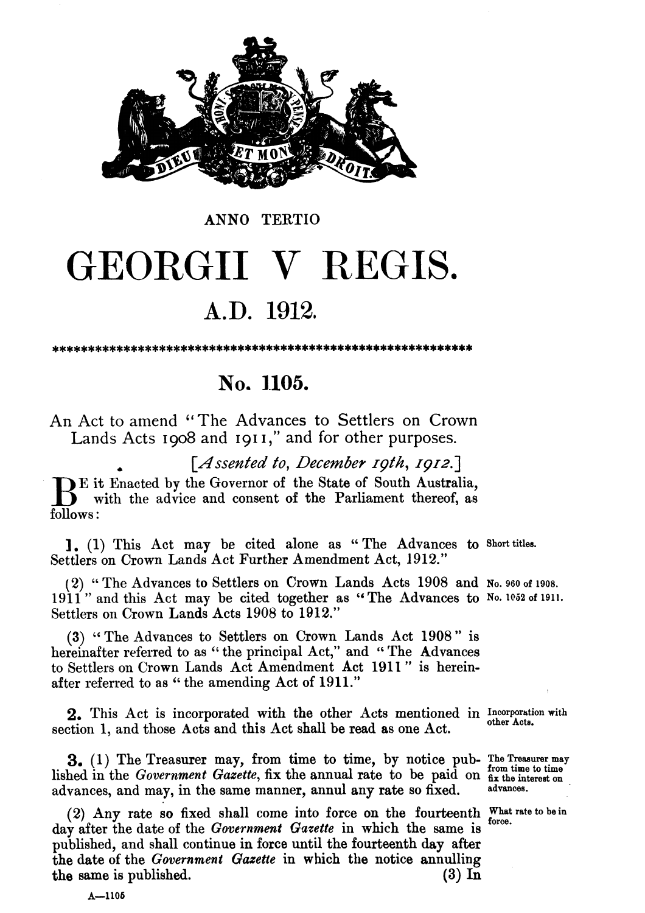ANNO TERTIO

# GEORGII V REGIS.

## A.D. 1912.

\*\*\*\*\*\*\*\*\*\*\*\*\*\*\*\*\*\*\*\*\*\*\*\*\*\*\*\*\*\*\*\*\*\*\*\*\*\*\*\*\*\*\*\*\*\*\*\*\*\*\*\*\*\*\*\*\*\*\*\*

## No. 1105.

An Act to amend "The Advances to Settlers on Crown Lands Acts 1908 and 1911," and for other purposes.

[*Assented to, December 19th, 1912.*]

BE it Enacted by the Governor of the State of South Australia, with the advice and consent of the Parliament thereof, as follows:

**1.** (1) This Act may be cited alone as "The Advances to Settlers on Crown Lands Act Further Amendment Act, 1912." *Short titles.*

(2) "The Advances to Settlers on Crown Lands Acts 1908 and 1911" and this Act may be cited together as "The Advances to Settlers on Crown Lands Acts 1908 to 1912." *No. 960 of 1908. No. 1052 of 1911.*

(3) "The Advances to Settlers on Crown Lands Act 1908" is hereinafter referred to as "the principal Act," and "The Advances to Settlers on Crown Lands Act Amendment Act 1911" is hereinafter referred to as "the amending Act of 1911."

**2.** This Act is incorporated with the other Acts mentioned in section 1, and those Acts and this Act shall be read as one Act. *Incorporation with other Acts.*

**3.** (1) The Treasurer may, from time to time, by notice published in the *Government Gazette*, fix the annual rate to be paid on advances, and may, in the same manner, annul any rate so fixed. *The Treasurer may from time to time fix the interest on advances.*

(2) Any rate so fixed shall come into force on the fourteenth day after the date of the *Government Gazette* in which the same is published, and shall continue in force until the fourteenth day after the date of the *Government Gazette* in which the notice annulling the same is published. *What rate to be in force.*

(3) In

A—1105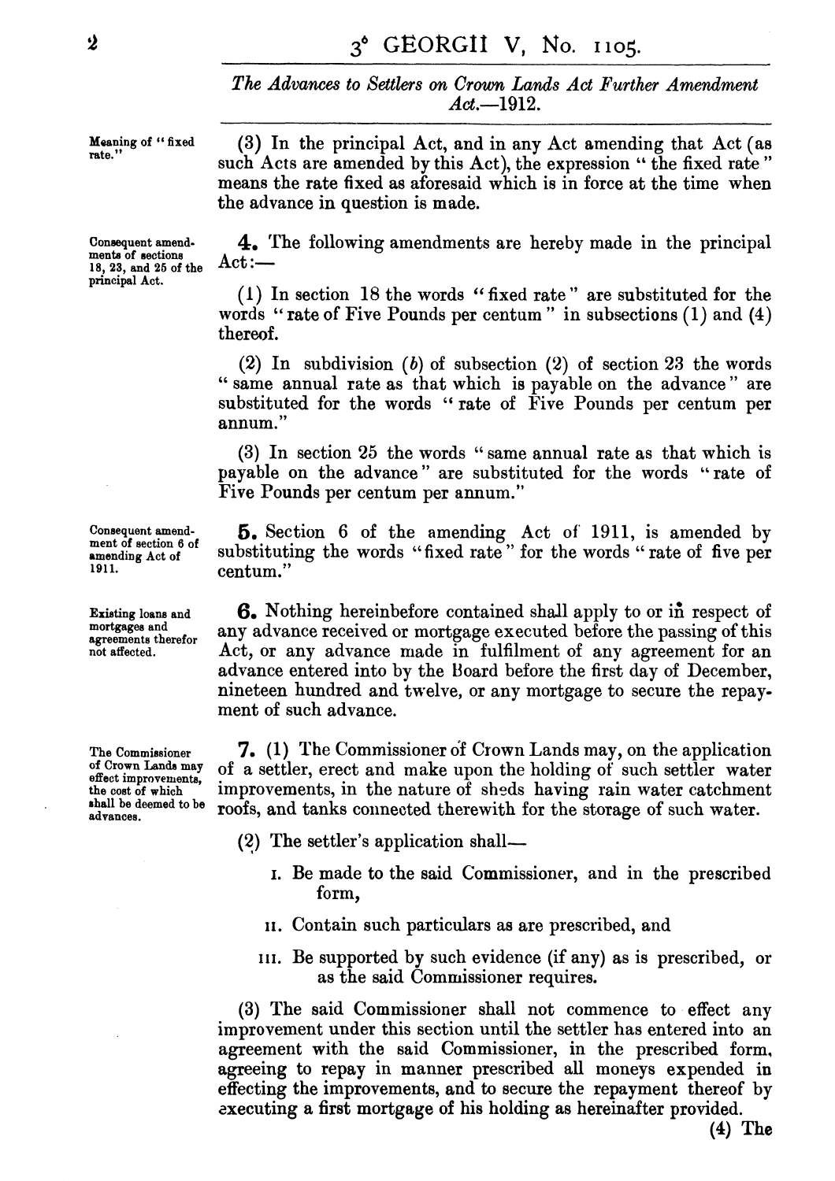Meaning of "fixed rate."

(3) In the principal Act, and in any Act amending that Act (as such Acts are amended by this Act), the expression "the fixed rate" means the rate fixed as aforesaid which is in force at the time when the advance in question is made.

Consequent amendments of sections 18, 23, and 25 of the principal Act.

**4.** The following amendments are hereby made in the principal Act:—

(1) In section 18 the words "fixed rate" are substituted for the words "rate of Five Pounds per centum" in subsections (1) and (4) thereof.

(2) In subdivision (*b*) of subsection (2) of section 23 the words "same annual rate as that which is payable on the advance" are substituted for the words "rate of Five Pounds per centum per annum."

(3) In section 25 the words "same annual rate as that which is payable on the advance" are substituted for the words "rate of Five Pounds per centum per annum."

Consequent amendment of section 6 of amending Act of 1911.

**5.** Section 6 of the amending Act of 1911, is amended by substituting the words "fixed rate" for the words "rate of five per centum."

Existing loans and mortgages and agreements therefor not affected.

**6.** Nothing hereinbefore contained shall apply to or in respect of any advance received or mortgage executed before the passing of this Act, or any advance made in fulfilment of any agreement for an advance entered into by the Board before the first day of December, nineteen hundred and twelve, or any mortgage to secure the repayment of such advance.

The Commissioner of Crown Lands may effect improvements, the cost of which shall be deemed to be advances.

**7.** (1) The Commissioner of Crown Lands may, on the application of a settler, erect and make upon the holding of such settler water improvements, in the nature of sheds having rain water catchment roofs, and tanks connected therewith for the storage of such water.

(2) The settler's application shall—

I. Be made to the said Commissioner, and in the prescribed form,

II. Contain such particulars as are prescribed, and

III. Be supported by such evidence (if any) as is prescribed, or as the said Commissioner requires.

(3) The said Commissioner shall not commence to effect any improvement under this section until the settler has entered into an agreement with the said Commissioner, in the prescribed form, agreeing to repay in manner prescribed all moneys expended in effecting the improvements, and to secure the repayment thereof by executing a first mortgage of his holding as hereinafter provided.

(4) The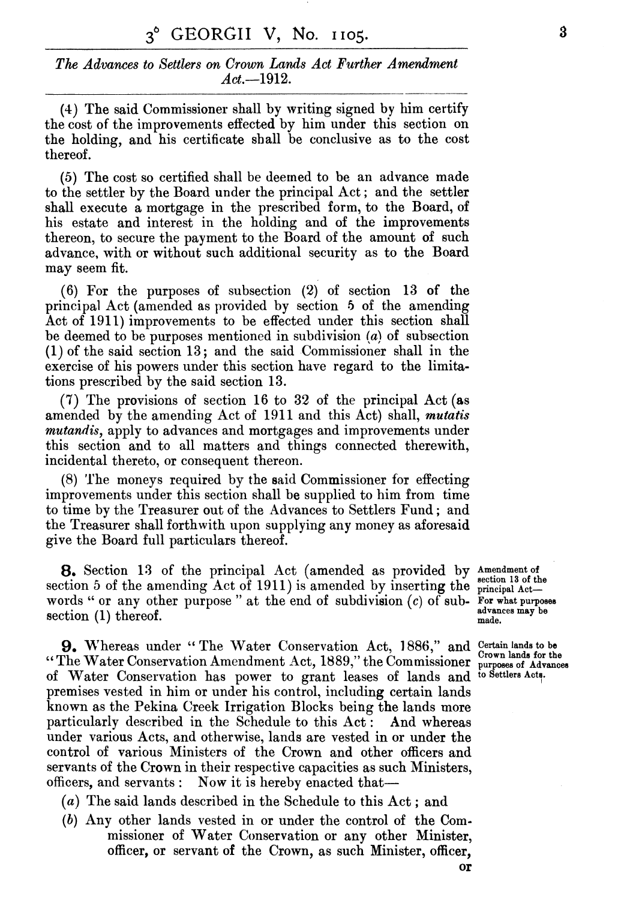(4) The said Commissioner shall by writing signed by him certify the cost of the improvements effected by him under this section on the holding, and his certificate shall be conclusive as to the cost thereof.

(5) The cost so certified shall be deemed to be an advance made to the settler by the Board under the principal Act; and the settler shall execute a mortgage in the prescribed form, to the Board, of his estate and interest in the holding and of the improvements thereon, to secure the payment to the Board of the amount of such advance, with or without such additional security as to the Board may seem fit.

(6) For the purposes of subsection (2) of section 13 of the principal Act (amended as provided by section 5 of the amending Act of 1911) improvements to be effected under this section shall be deemed to be purposes mentioned in subdivision (*a*) of subsection (1) of the said section 13; and the said Commissioner shall in the exercise of his powers under this section have regard to the limitations prescribed by the said section 13.

(7) The provisions of section 16 to 32 of the principal Act (as amended by the amending Act of 1911 and this Act) shall, *mutatis mutandis*, apply to advances and mortgages and improvements under this section and to all matters and things connected therewith, incidental thereto, or consequent thereon.

(8) The moneys required by the said Commissioner for effecting improvements under this section shall be supplied to him from time to time by the Treasurer out of the Advances to Settlers Fund; and the Treasurer shall forthwith upon supplying any money as aforesaid give the Board full particulars thereof.

*Amendment of section 13 of the principal Act—For what purposes advances may be made.*

**8.** Section 13 of the principal Act (amended as provided by section 5 of the amending Act of 1911) is amended by inserting the words "or any other purpose" at the end of subdivision (*c*) of subsection (1) thereof.

*Certain lands to be Crown lands for the purposes of Advances to Settlers Acts.*

**9.** Whereas under "The Water Conservation Act, 1886," and "The Water Conservation Amendment Act, 1889," the Commissioner of Water Conservation has power to grant leases of lands and premises vested in him or under his control, including certain lands known as the Pekina Creek Irrigation Blocks being the lands more particularly described in the Schedule to this Act: And whereas under various Acts, and otherwise, lands are vested in or under the control of various Ministers of the Crown and other officers and servants of the Crown in their respective capacities as such Ministers, officers, and servants: Now it is hereby enacted that—

(*a*) The said lands described in the Schedule to this Act; and

(*b*) Any other lands vested in or under the control of the Commissioner of Water Conservation or any other Minister, officer, or servant of the Crown, as such Minister, officer, or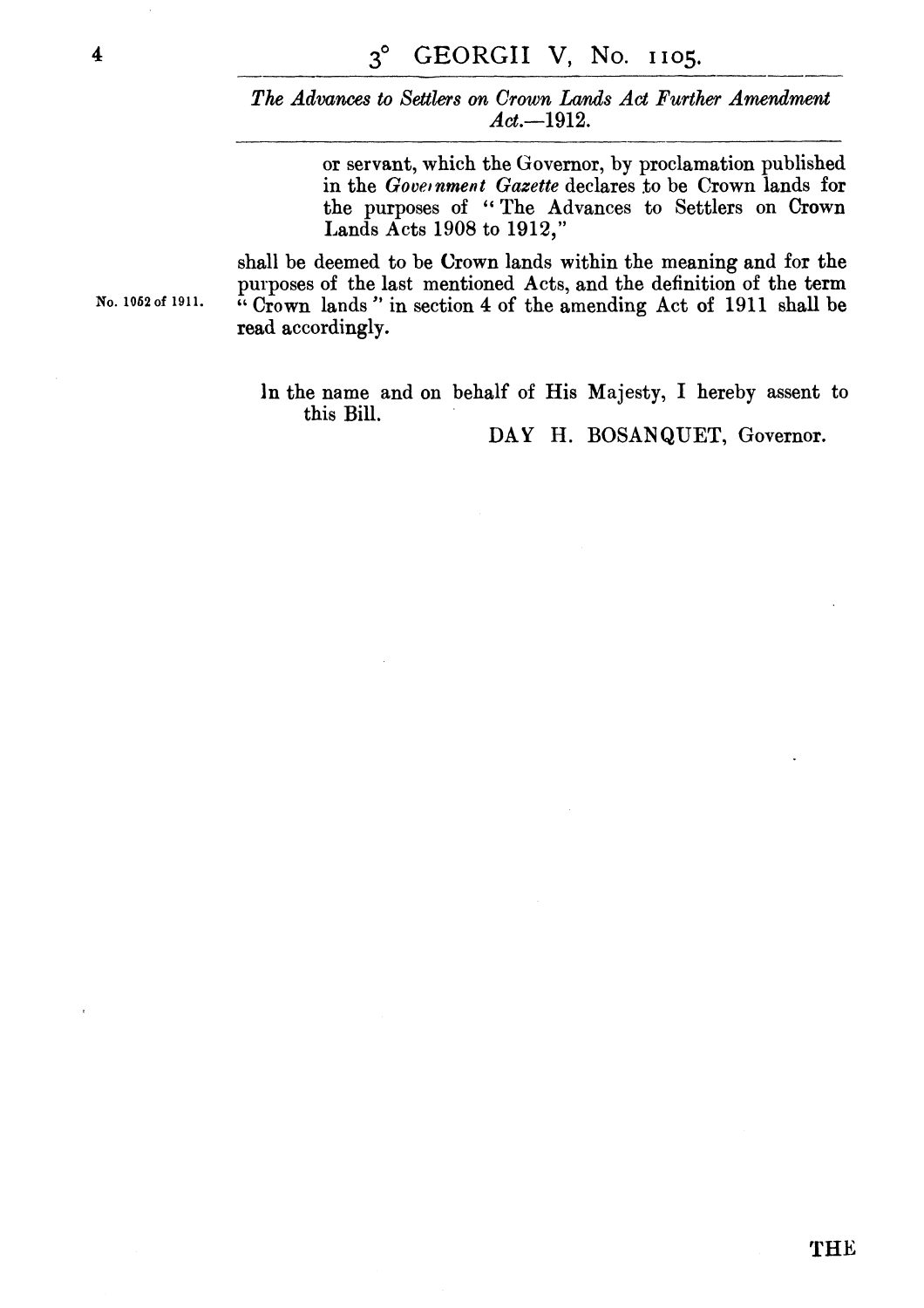or servant, which the Governor, by proclamation published in the *Government Gazette* declares to be Crown lands for the purposes of "The Advances to Settlers on Crown Lands Acts 1908 to 1912,"

shall be deemed to be Crown lands within the meaning and for the purposes of the last mentioned Acts, and the definition of the term "Crown lands" in section 4 of the amending Act of 1911 shall be read accordingly.

No. 1062 of 1911.

In the name and on behalf of His Majesty, I hereby assent to this Bill.

DAY H. BOSANQUET, Governor.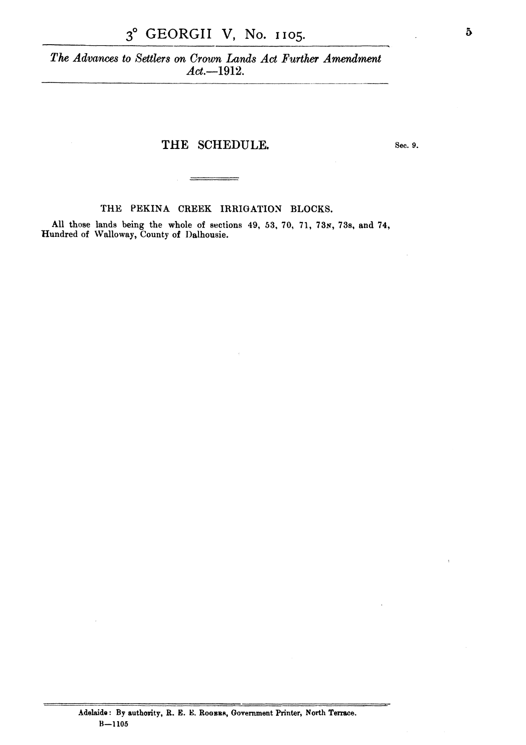# THE SCHEDULE.

Sec. 9.

## THE PEKINA CREEK IRRIGATION BLOCKS.

All those lands being the whole of sections 49, 53, 70, 71, 73N, 73S, and 74, Hundred of Walloway, County of Dalhousie.

Adelaide: By authority, R. E. E. ROGERS, Government Printer, North Terrace.

B—1105